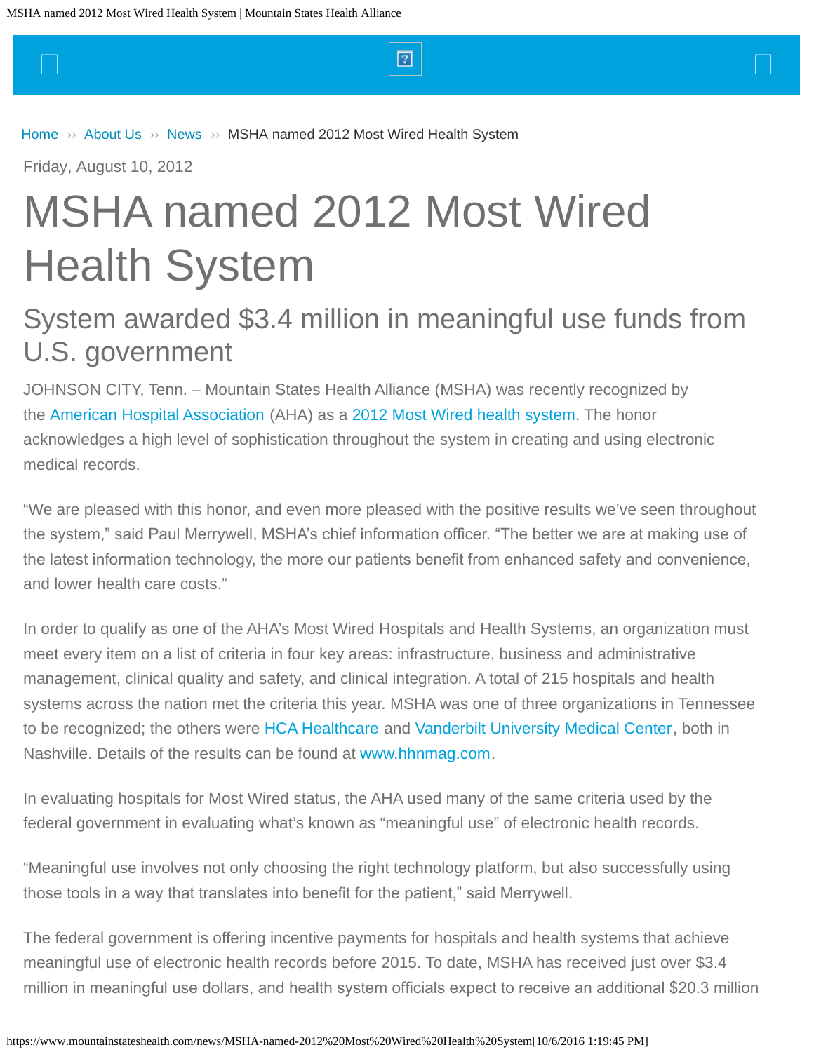Home ›› About Us ›› News ›› MSHA named 2012 Most Wired Health System

Friday, August 10, 2012

# MSHA named 2012 Most Wired Health System

## System awarded $3.4 million in meaningful use funds from U.S. government

JOHNSON CITY, Tenn. – Mountain States Health Alliance (MSHA) was recently recognized by the American Hospital Association (AHA) as a 2012 Most Wired health system. The honor acknowledges a high level of sophistication throughout the system in creating and using electronic medical records.

"We are pleased with this honor, and even more pleased with the positive results we've seen throughout the system," said Paul Merrywell, MSHA's chief information officer. "The better we are at making use of the latest information technology, the more our patients benefit from enhanced safety and convenience, and lower health care costs."

In order to qualify as one of the AHA's Most Wired Hospitals and Health Systems, an organization must meet every item on a list of criteria in four key areas: infrastructure, business and administrative management, clinical quality and safety, and clinical integration. A total of 215 hospitals and health systems across the nation met the criteria this year. MSHA was one of three organizations in Tennessee to be recognized; the others were HCA Healthcare and Vanderbilt University Medical Center, both in Nashville. Details of the results can be found at www.hhnmag.com.

In evaluating hospitals for Most Wired status, the AHA used many of the same criteria used by the federal government in evaluating what's known as "meaningful use" of electronic health records.

"Meaningful use involves not only choosing the right technology platform, but also successfully using those tools in a way that translates into benefit for the patient," said Merrywell.

The federal government is offering incentive payments for hospitals and health systems that achieve meaningful use of electronic health records before 2015. To date, MSHA has received just over $3.4 million in meaningful use dollars, and health system officials expect to receive an additional $20.3 million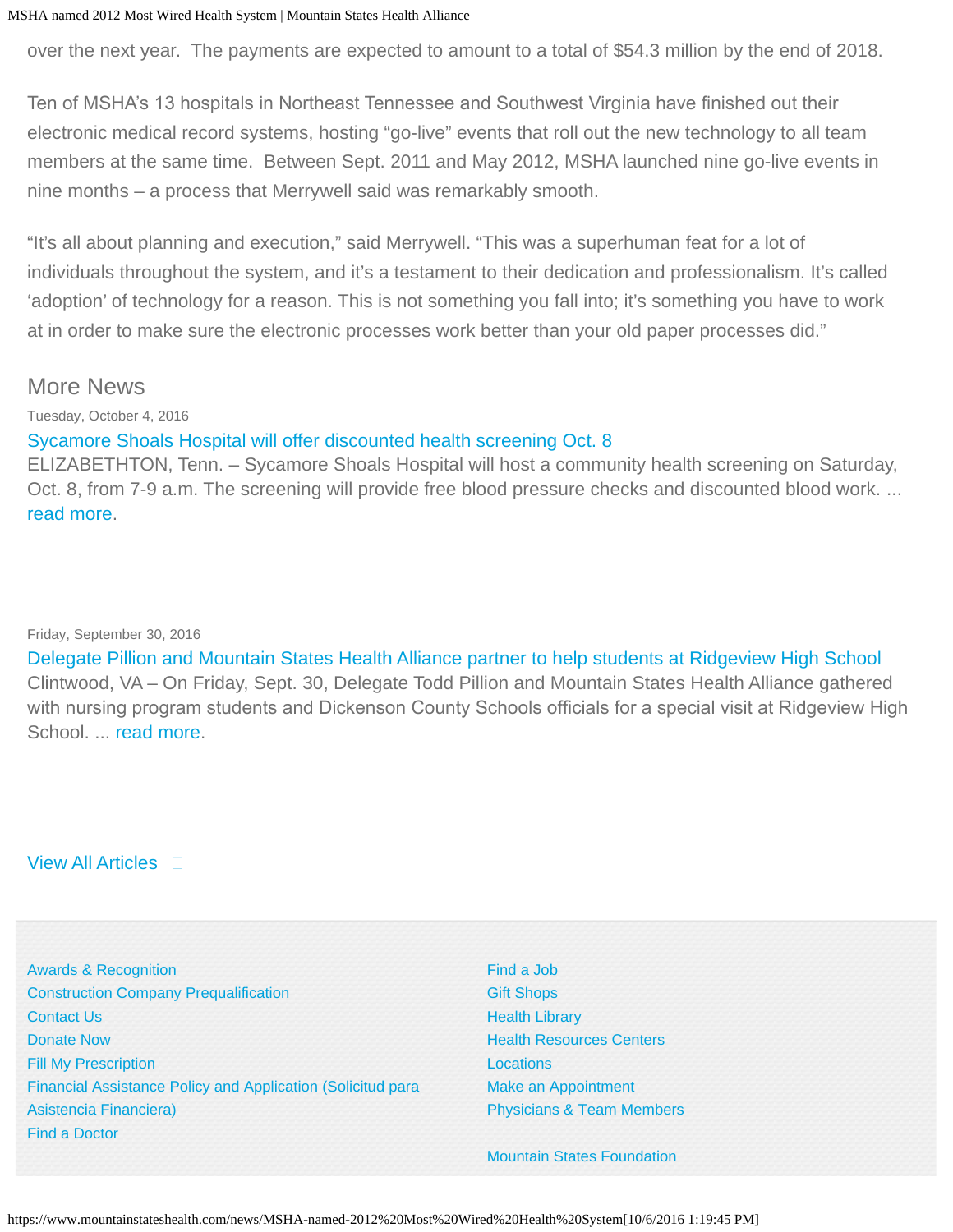over the next year. The payments are expected to amount to a total of $54.3 million by the end of 2018.

Ten of MSHA's 13 hospitals in Northeast Tennessee and Southwest Virginia have finished out their electronic medical record systems, hosting "go-live" events that roll out the new technology to all team members at the same time. Between Sept. 2011 and May 2012, MSHA launched nine go-live events in nine months – a process that Merrywell said was remarkably smooth.

"It's all about planning and execution," said Merrywell. "This was a superhuman feat for a lot of individuals throughout the system, and it's a testament to their dedication and professionalism. It's called 'adoption' of technology for a reason. This is not something you fall into; it's something you have to work at in order to make sure the electronic processes work better than your old paper processes did."

## More News

Tuesday, October 4, 2016

Sycamore Shoals Hospital will offer discounted health screening Oct. 8

ELIZABETHTON, Tenn. – Sycamore Shoals Hospital will host a community health screening on Saturday, Oct. 8, from 7-9 a.m. The screening will provide free blood pressure checks and discounted blood work. ... read more.

Friday, September 30, 2016

Delegate Pillion and Mountain States Health Alliance partner to help students at Ridgeview High School

Clintwood, VA – On Friday, Sept. 30, Delegate Todd Pillion and Mountain States Health Alliance gathered with nursing program students and Dickenson County Schools officials for a special visit at Ridgeview High School. ... read more.

View All Articles

- Awards & Recognition
- Construction Company Prequalification
- Contact Us
- Donate Now
- Fill My Prescription
- Financial Assistance Policy and Application (Solicitud para Asistencia Financiera)
- Find a Doctor
- Find a Job
- Gift Shops
- Health Library
- Health Resources Centers
- Locations
- Make an Appointment
- Physicians & Team Members
- Mountain States Foundation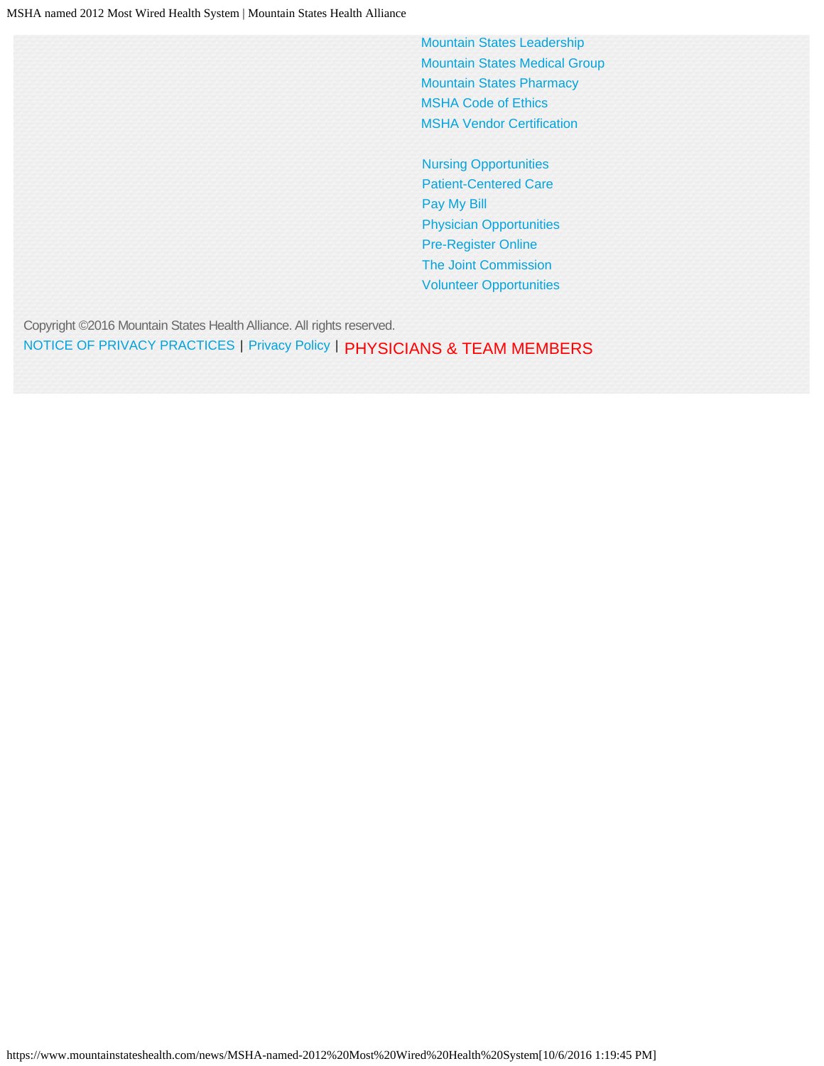Mountain States Leadership
Mountain States Medical Group
Mountain States Pharmacy
MSHA Code of Ethics
MSHA Vendor Certification

Nursing Opportunities
Patient-Centered Care
Pay My Bill
Physician Opportunities
Pre-Register Online
The Joint Commission
Volunteer Opportunities

Copyright ©2016 Mountain States Health Alliance. All rights reserved.

NOTICE OF PRIVACY PRACTICES | Privacy Policy | PHYSICIANS & TEAM MEMBERS